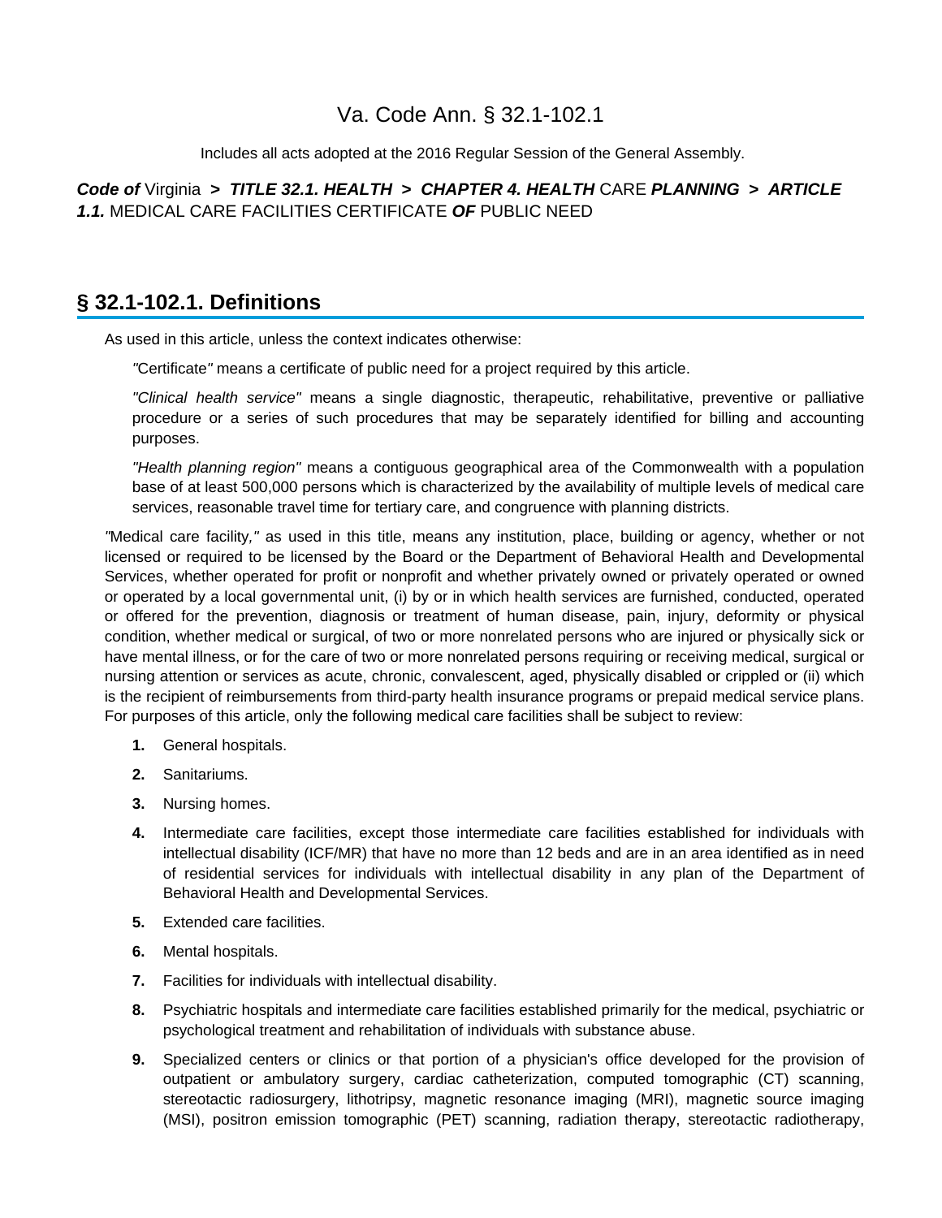# Va. Code Ann. § 32.1-102.1

Includes all acts adopted at the 2016 Regular Session of the General Assembly.

***Code of*** Virginia **>** ***TITLE 32.1. HEALTH*** **>** ***CHAPTER 4. HEALTH*** CARE ***PLANNING*** **>** ***ARTICLE 1.1.*** MEDICAL CARE FACILITIES CERTIFICATE ***OF*** PUBLIC NEED

## § 32.1-102.1. Definitions

As used in this article, unless the context indicates otherwise:

*"*Certificate*"* means a certificate of public need for a project required by this article.

*"Clinical health service"* means a single diagnostic, therapeutic, rehabilitative, preventive or palliative procedure or a series of such procedures that may be separately identified for billing and accounting purposes.

*"Health planning region"* means a contiguous geographical area of the Commonwealth with a population base of at least 500,000 persons which is characterized by the availability of multiple levels of medical care services, reasonable travel time for tertiary care, and congruence with planning districts.

*"*Medical care facility,*"* as used in this title, means any institution, place, building or agency, whether or not licensed or required to be licensed by the Board or the Department of Behavioral Health and Developmental Services, whether operated for profit or nonprofit and whether privately owned or privately operated or owned or operated by a local governmental unit, (i) by or in which health services are furnished, conducted, operated or offered for the prevention, diagnosis or treatment of human disease, pain, injury, deformity or physical condition, whether medical or surgical, of two or more nonrelated persons who are injured or physically sick or have mental illness, or for the care of two or more nonrelated persons requiring or receiving medical, surgical or nursing attention or services as acute, chronic, convalescent, aged, physically disabled or crippled or (ii) which is the recipient of reimbursements from third-party health insurance programs or prepaid medical service plans. For purposes of this article, only the following medical care facilities shall be subject to review:

1. General hospitals.
2. Sanitariums.
3. Nursing homes.
4. Intermediate care facilities, except those intermediate care facilities established for individuals with intellectual disability (ICF/MR) that have no more than 12 beds and are in an area identified as in need of residential services for individuals with intellectual disability in any plan of the Department of Behavioral Health and Developmental Services.
5. Extended care facilities.
6. Mental hospitals.
7. Facilities for individuals with intellectual disability.
8. Psychiatric hospitals and intermediate care facilities established primarily for the medical, psychiatric or psychological treatment and rehabilitation of individuals with substance abuse.
9. Specialized centers or clinics or that portion of a physician's office developed for the provision of outpatient or ambulatory surgery, cardiac catheterization, computed tomographic (CT) scanning, stereotactic radiosurgery, lithotripsy, magnetic resonance imaging (MRI), magnetic source imaging (MSI), positron emission tomographic (PET) scanning, radiation therapy, stereotactic radiotherapy,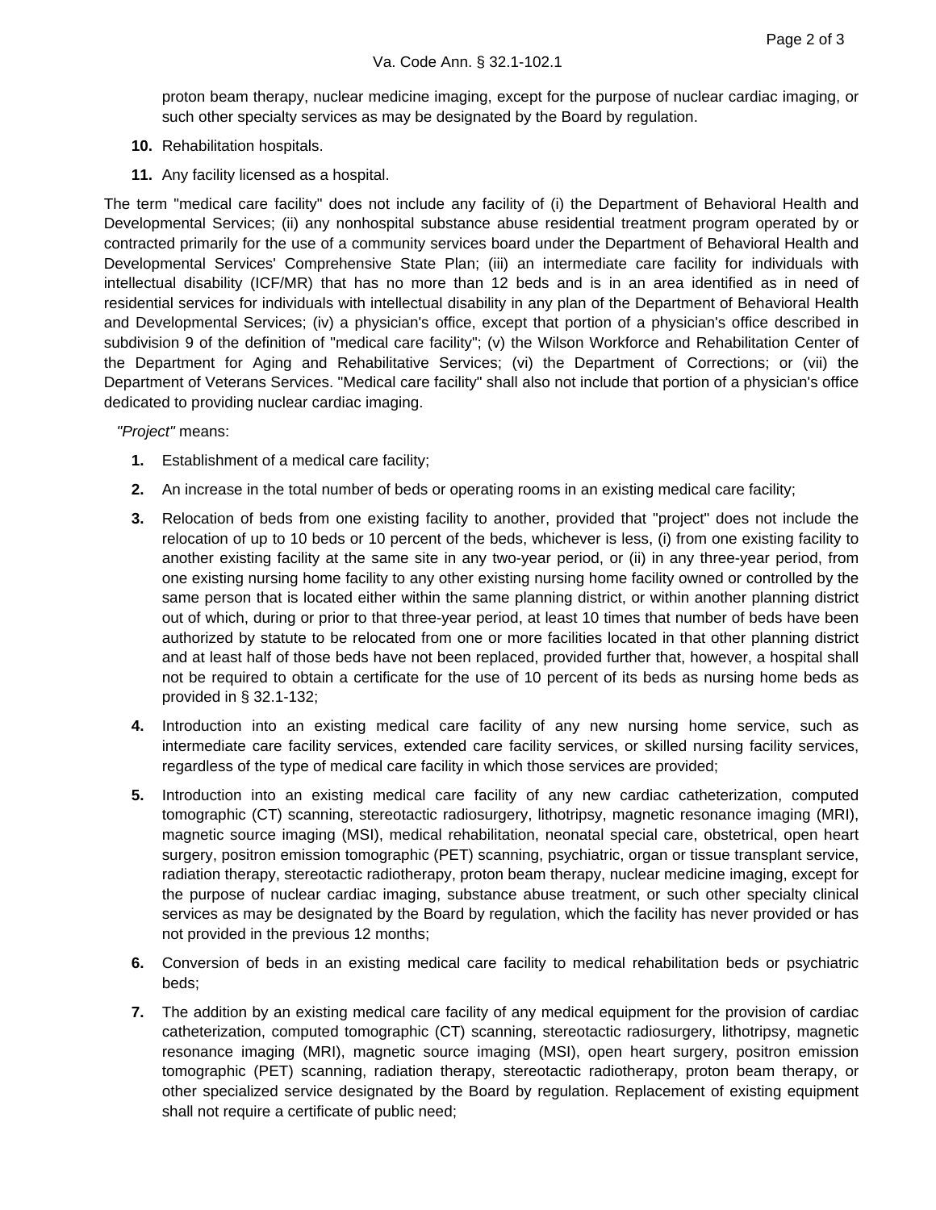proton beam therapy, nuclear medicine imaging, except for the purpose of nuclear cardiac imaging, or such other specialty services as may be designated by the Board by regulation.

**10.** Rehabilitation hospitals.

**11.** Any facility licensed as a hospital.

The term "medical care facility" does not include any facility of (i) the Department of Behavioral Health and Developmental Services; (ii) any nonhospital substance abuse residential treatment program operated by or contracted primarily for the use of a community services board under the Department of Behavioral Health and Developmental Services' Comprehensive State Plan; (iii) an intermediate care facility for individuals with intellectual disability (ICF/MR) that has no more than 12 beds and is in an area identified as in need of residential services for individuals with intellectual disability in any plan of the Department of Behavioral Health and Developmental Services; (iv) a physician's office, except that portion of a physician's office described in subdivision 9 of the definition of "medical care facility"; (v) the Wilson Workforce and Rehabilitation Center of the Department for Aging and Rehabilitative Services; (vi) the Department of Corrections; or (vii) the Department of Veterans Services. "Medical care facility" shall also not include that portion of a physician's office dedicated to providing nuclear cardiac imaging.

*"Project"* means:

**1.** Establishment of a medical care facility;

**2.** An increase in the total number of beds or operating rooms in an existing medical care facility;

**3.** Relocation of beds from one existing facility to another, provided that "project" does not include the relocation of up to 10 beds or 10 percent of the beds, whichever is less, (i) from one existing facility to another existing facility at the same site in any two-year period, or (ii) in any three-year period, from one existing nursing home facility to any other existing nursing home facility owned or controlled by the same person that is located either within the same planning district, or within another planning district out of which, during or prior to that three-year period, at least 10 times that number of beds have been authorized by statute to be relocated from one or more facilities located in that other planning district and at least half of those beds have not been replaced, provided further that, however, a hospital shall not be required to obtain a certificate for the use of 10 percent of its beds as nursing home beds as provided in § 32.1-132;

**4.** Introduction into an existing medical care facility of any new nursing home service, such as intermediate care facility services, extended care facility services, or skilled nursing facility services, regardless of the type of medical care facility in which those services are provided;

**5.** Introduction into an existing medical care facility of any new cardiac catheterization, computed tomographic (CT) scanning, stereotactic radiosurgery, lithotripsy, magnetic resonance imaging (MRI), magnetic source imaging (MSI), medical rehabilitation, neonatal special care, obstetrical, open heart surgery, positron emission tomographic (PET) scanning, psychiatric, organ or tissue transplant service, radiation therapy, stereotactic radiotherapy, proton beam therapy, nuclear medicine imaging, except for the purpose of nuclear cardiac imaging, substance abuse treatment, or such other specialty clinical services as may be designated by the Board by regulation, which the facility has never provided or has not provided in the previous 12 months;

**6.** Conversion of beds in an existing medical care facility to medical rehabilitation beds or psychiatric beds;

**7.** The addition by an existing medical care facility of any medical equipment for the provision of cardiac catheterization, computed tomographic (CT) scanning, stereotactic radiosurgery, lithotripsy, magnetic resonance imaging (MRI), magnetic source imaging (MSI), open heart surgery, positron emission tomographic (PET) scanning, radiation therapy, stereotactic radiotherapy, proton beam therapy, or other specialized service designated by the Board by regulation. Replacement of existing equipment shall not require a certificate of public need;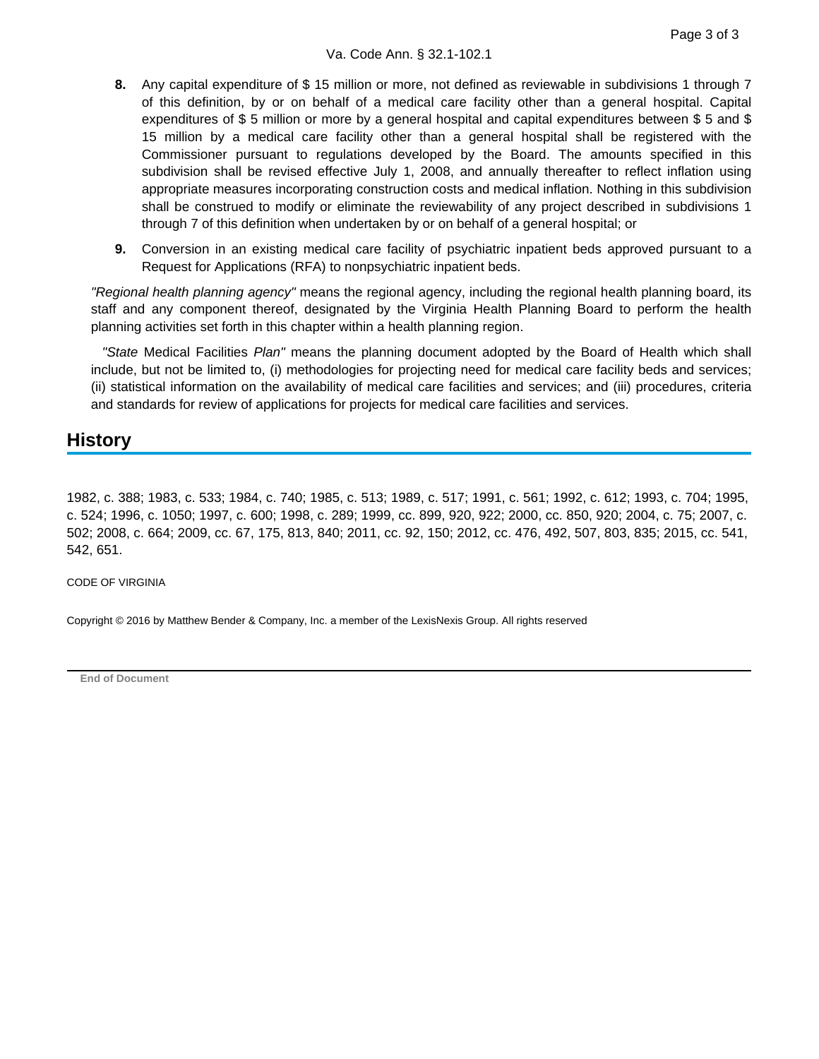8. Any capital expenditure of $ 15 million or more, not defined as reviewable in subdivisions 1 through 7 of this definition, by or on behalf of a medical care facility other than a general hospital. Capital expenditures of $ 5 million or more by a general hospital and capital expenditures between $ 5 and $ 15 million by a medical care facility other than a general hospital shall be registered with the Commissioner pursuant to regulations developed by the Board. The amounts specified in this subdivision shall be revised effective July 1, 2008, and annually thereafter to reflect inflation using appropriate measures incorporating construction costs and medical inflation. Nothing in this subdivision shall be construed to modify or eliminate the reviewability of any project described in subdivisions 1 through 7 of this definition when undertaken by or on behalf of a general hospital; or

9. Conversion in an existing medical care facility of psychiatric inpatient beds approved pursuant to a Request for Applications (RFA) to nonpsychiatric inpatient beds.

*"Regional health planning agency"* means the regional agency, including the regional health planning board, its staff and any component thereof, designated by the Virginia Health Planning Board to perform the health planning activities set forth in this chapter within a health planning region.

*"State* Medical Facilities *Plan"* means the planning document adopted by the Board of Health which shall include, but not be limited to, (i) methodologies for projecting need for medical care facility beds and services; (ii) statistical information on the availability of medical care facilities and services; and (iii) procedures, criteria and standards for review of applications for projects for medical care facilities and services.

## History

1982, c. 388; 1983, c. 533; 1984, c. 740; 1985, c. 513; 1989, c. 517; 1991, c. 561; 1992, c. 612; 1993, c. 704; 1995, c. 524; 1996, c. 1050; 1997, c. 600; 1998, c. 289; 1999, cc. 899, 920, 922; 2000, cc. 850, 920; 2004, c. 75; 2007, c. 502; 2008, c. 664; 2009, cc. 67, 175, 813, 840; 2011, cc. 92, 150; 2012, cc. 476, 492, 507, 803, 835; 2015, cc. 541, 542, 651.

CODE OF VIRGINIA

Copyright © 2016 by Matthew Bender & Company, Inc. a member of the LexisNexis Group. All rights reserved

End of Document